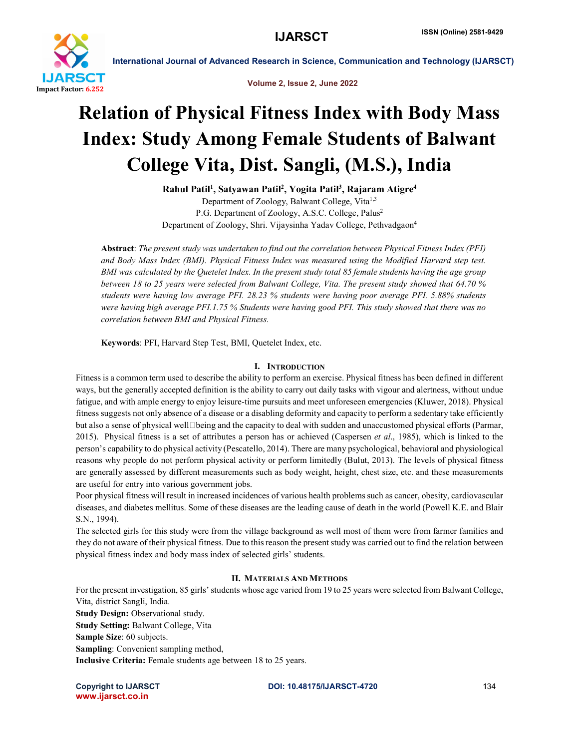# Relation of Physical Fitness Index with Body Mass Index: Study Among Female Students of Balwant College Vita, Dist. Sangli, (M.S.), India

**Rahul Patil[1], Satyawan Patil[2], Yogita Patil[3], Rajaram Atigre[4]**

Department of Zoology, Balwant College, Vita[1,3]
P.G. Department of Zoology, A.S.C. College, Palus[2]
Department of Zoology, Shri. Vijaysinha Yadav College, Pethvadgaon[4]

**Abstract**: *The present study was undertaken to find out the correlation between Physical Fitness Index (PFI) and Body Mass Index (BMI). Physical Fitness Index was measured using the Modified Harvard step test. BMI was calculated by the Quetelet Index. In the present study total 85 female students having the age group between 18 to 25 years were selected from Balwant College, Vita. The present study showed that 64.70 % students were having low average PFI. 28.23 % students were having poor average PFI. 5.88% students were having high average PFI.1.75 % Students were having good PFI. This study showed that there was no correlation between BMI and Physical Fitness.*

**Keywords**: PFI, Harvard Step Test, BMI, Quetelet Index, etc.

## I. Introduction

Fitness is a common term used to describe the ability to perform an exercise. Physical fitness has been defined in different ways, but the generally accepted definition is the ability to carry out daily tasks with vigour and alertness, without undue fatigue, and with ample energy to enjoy leisure-time pursuits and meet unforeseen emergencies (Kluwer, 2018). Physical fitness suggests not only absence of a disease or a disabling deformity and capacity to perform a sedentary take efficiently but also a sense of physical well being and the capacity to deal with sudden and unaccustomed physical efforts (Parmar, 2015). Physical fitness is a set of attributes a person has or achieved (Caspersen *et al*., 1985), which is linked to the person's capability to do physical activity (Pescatello, 2014). There are many psychological, behavioral and physiological reasons why people do not perform physical activity or perform limitedly (Bulut, 2013). The levels of physical fitness are generally assessed by different measurements such as body weight, height, chest size, etc. and these measurements are useful for entry into various government jobs.

Poor physical fitness will result in increased incidences of various health problems such as cancer, obesity, cardiovascular diseases, and diabetes mellitus. Some of these diseases are the leading cause of death in the world (Powell K.E. and Blair S.N., 1994).

The selected girls for this study were from the village background as well most of them were from farmer families and they do not aware of their physical fitness. Due to this reason the present study was carried out to find the relation between physical fitness index and body mass index of selected girls' students.

## II. Materials And Methods

For the present investigation, 85 girls' students whose age varied from 19 to 25 years were selected from Balwant College, Vita, district Sangli, India.

**Study Design:** Observational study.
**Study Setting:** Balwant College, Vita
**Sample Size**: 60 subjects.
**Sampling**: Convenient sampling method,
**Inclusive Criteria:** Female students age between 18 to 25 years.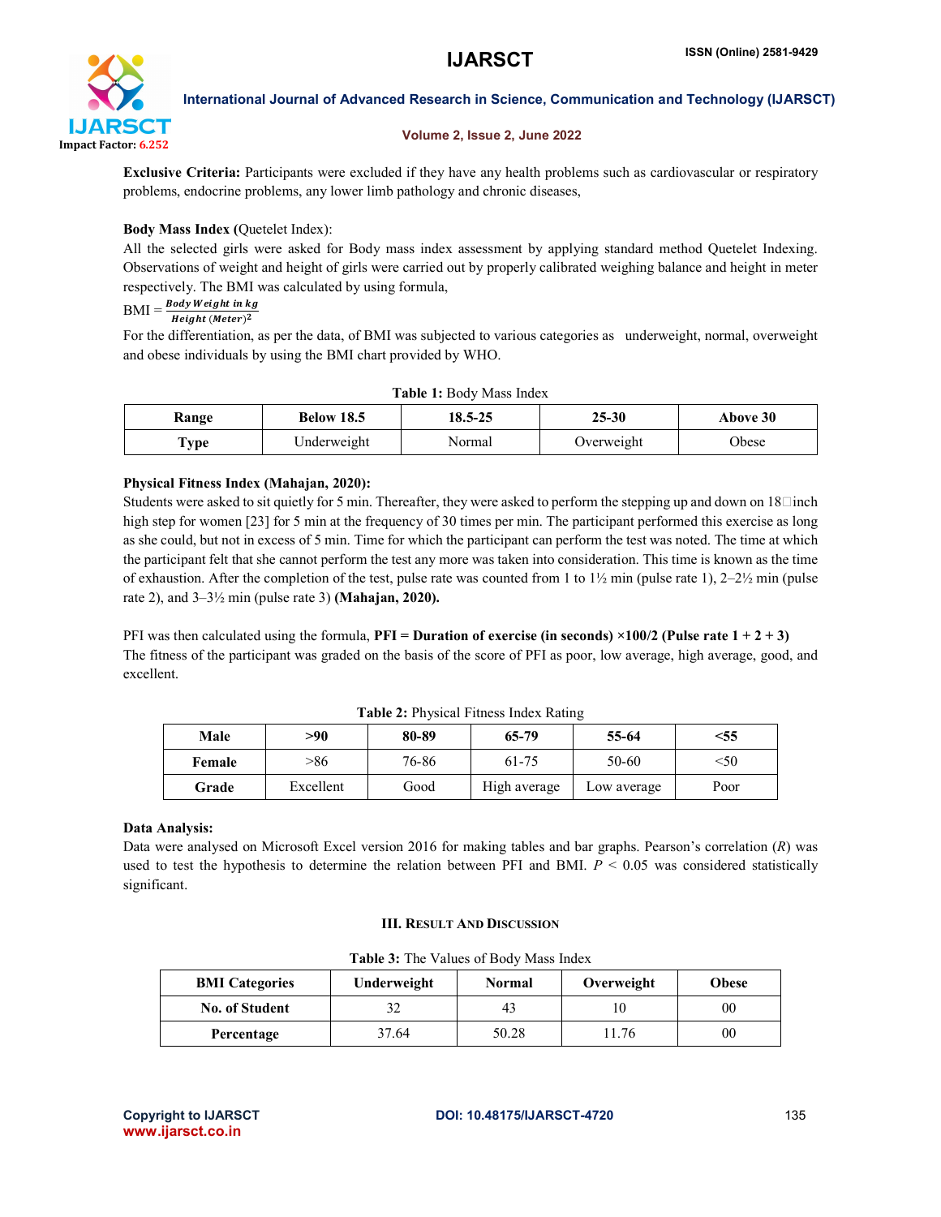**Exclusive Criteria:** Participants were excluded if they have any health problems such as cardiovascular or respiratory problems, endocrine problems, any lower limb pathology and chronic diseases,

**Body Mass Index (**Quetelet Index):

All the selected girls were asked for Body mass index assessment by applying standard method Quetelet Indexing. Observations of weight and height of girls were carried out by properly calibrated weighing balance and height in meter respectively. The BMI was calculated by using formula,

$$BMI = \frac{\textbf{Body Weight in kg}}{\textbf{Height (Meter)}^2}$$

For the differentiation, as per the data, of BMI was subjected to various categories as underweight, normal, overweight and obese individuals by using the BMI chart provided by WHO.

**Table 1:** Body Mass Index

| **Range** | **Below 18.5** | **18.5-25** | **25-30** | **Above 30** |
|---|---|---|---|---|
| **Type** | Underweight | Normal | Overweight | Obese |

**Physical Fitness Index (Mahajan, 2020):**

Students were asked to sit quietly for 5 min. Thereafter, they were asked to perform the stepping up and down on 18□inch high step for women [23] for 5 min at the frequency of 30 times per min. The participant performed this exercise as long as she could, but not in excess of 5 min. Time for which the participant can perform the test was noted. The time at which the participant felt that she cannot perform the test any more was taken into consideration. This time is known as the time of exhaustion. After the completion of the test, pulse rate was counted from 1 to 1½ min (pulse rate 1), 2–2½ min (pulse rate 2), and 3–3½ min (pulse rate 3) **(Mahajan, 2020).**

PFI was then calculated using the formula, **PFI = Duration of exercise (in seconds) ×100/2 (Pulse rate 1 + 2 + 3)**
The fitness of the participant was graded on the basis of the score of PFI as poor, low average, high average, good, and excellent.

**Table 2:** Physical Fitness Index Rating

| **Male** | **>90** | **80-89** | **65-79** | **55-64** | **<55** |
|---|---|---|---|---|---|
| **Female** | >86 | 76-86 | 61-75 | 50-60 | <50 |
| **Grade** | Excellent | Good | High average | Low average | Poor |

**Data Analysis:**

Data were analysed on Microsoft Excel version 2016 for making tables and bar graphs. Pearson's correlation (*R*) was used to test the hypothesis to determine the relation between PFI and BMI. $P < 0.05$ was considered statistically significant.

## III. Result And Discussion

**Table 3:** The Values of Body Mass Index

| **BMI Categories** | **Underweight** | **Normal** | **Overweight** | **Obese** |
|---|---|---|---|---|
| **No. of Student** | 32 | 43 | 10 | 00 |
| **Percentage** | 37.64 | 50.28 | 11.76 | 00 |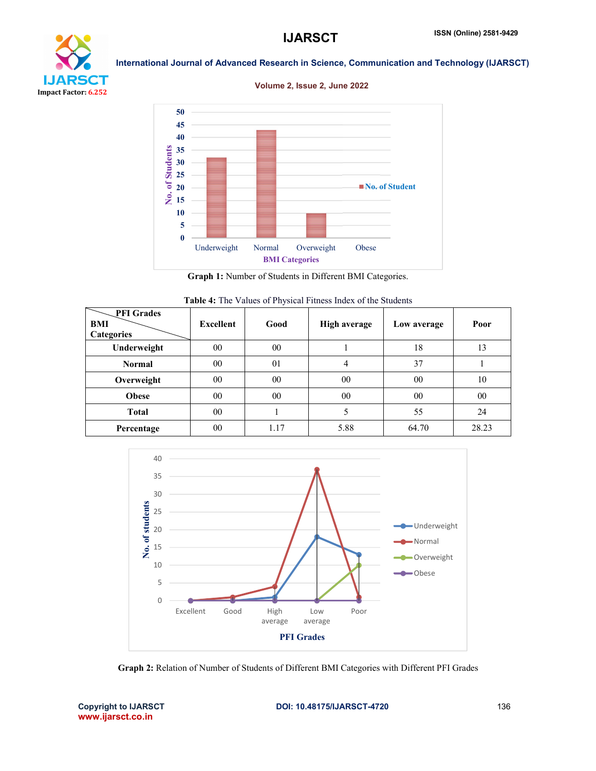**Graph 1:** Number of Students in Different BMI Categories.

**Table 4:** The Values of Physical Fitness Index of the Students

| PFI Grades / BMI Categories | Excellent | Good | High average | Low average | Poor |
|---|---|---|---|---|---|
| **Underweight** | 00 | 00 | 1 | 18 | 13 |
| **Normal** | 00 | 01 | 4 | 37 | 1 |
| **Overweight** | 00 | 00 | 00 | 00 | 10 |
| **Obese** | 00 | 00 | 00 | 00 | 00 |
| **Total** | 00 | 1 | 5 | 55 | 24 |
| **Percentage** | 00 | 1.17 | 5.88 | 64.70 | 28.23 |

**Graph 2:** Relation of Number of Students of Different BMI Categories with Different PFI Grades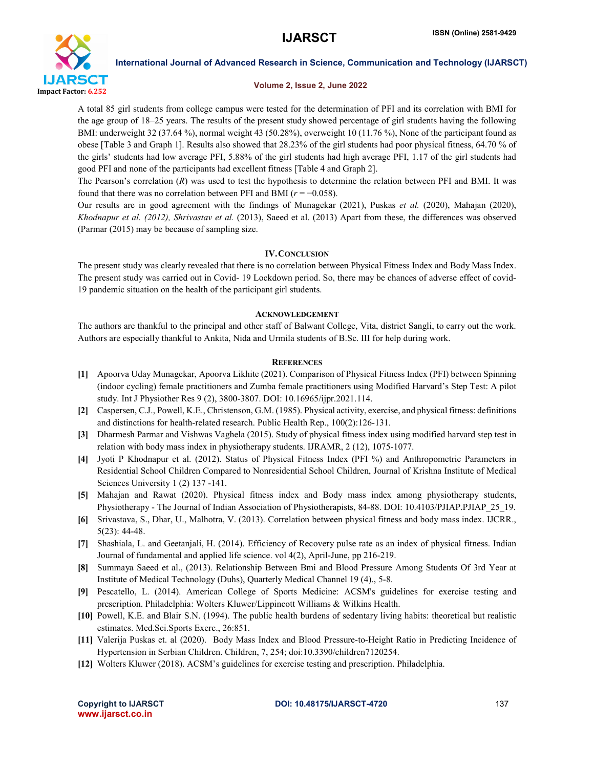A total 85 girl students from college campus were tested for the determination of PFI and its correlation with BMI for the age group of 18–25 years. The results of the present study showed percentage of girl students having the following BMI: underweight 32 (37.64 %), normal weight 43 (50.28%), overweight 10 (11.76 %), None of the participant found as obese [Table 3 and Graph 1]. Results also showed that 28.23% of the girl students had poor physical fitness, 64.70 % of the girls' students had low average PFI, 5.88% of the girl students had high average PFI, 1.17 of the girl students had good PFI and none of the participants had excellent fitness [Table 4 and Graph 2].

The Pearson's correlation (*R*) was used to test the hypothesis to determine the relation between PFI and BMI. It was found that there was no correlation between PFI and BMI ($r = -0.058$).

Our results are in good agreement with the findings of Munagekar (2021), Puskas *et al.* (2020), Mahajan (2020), *Khodnapur et al. (2012), Shrivastav et al.* (2013), Saeed et al. (2013) Apart from these, the differences was observed (Parmar (2015) may be because of sampling size.

## IV. Conclusion

The present study was clearly revealed that there is no correlation between Physical Fitness Index and Body Mass Index. The present study was carried out in Covid- 19 Lockdown period. So, there may be chances of adverse effect of covid-19 pandemic situation on the health of the participant girl students.

## Acknowledgement

The authors are thankful to the principal and other staff of Balwant College, Vita, district Sangli, to carry out the work. Authors are especially thankful to Ankita, Nida and Urmila students of B.Sc. III for help during work.

## References

[1] Apoorva Uday Munagekar, Apoorva Likhite (2021). Comparison of Physical Fitness Index (PFI) between Spinning (indoor cycling) female practitioners and Zumba female practitioners using Modified Harvard's Step Test: A pilot study. Int J Physiother Res 9 (2), 3800-3807. DOI: 10.16965/ijpr.2021.114.

[2] Caspersen, C.J., Powell, K.E., Christenson, G.M. (1985). Physical activity, exercise, and physical fitness: definitions and distinctions for health-related research. Public Health Rep., 100(2):126-131.

[3] Dharmesh Parmar and Vishwas Vaghela (2015). Study of physical fitness index using modified harvard step test in relation with body mass index in physiotherapy students. IJRAMR, 2 (12), 1075-1077.

[4] Jyoti P Khodnapur et al. (2012). Status of Physical Fitness Index (PFI %) and Anthropometric Parameters in Residential School Children Compared to Nonresidential School Children, Journal of Krishna Institute of Medical Sciences University 1 (2) 137 -141.

[5] Mahajan and Rawat (2020). Physical fitness index and Body mass index among physiotherapy students, Physiotherapy - The Journal of Indian Association of Physiotherapists, 84-88. DOI: 10.4103/PJIAP.PJIAP_25_19.

[6] Srivastava, S., Dhar, U., Malhotra, V. (2013). Correlation between physical fitness and body mass index. IJCRR., 5(23): 44-48.

[7] Shashiala, L. and Geetanjali, H. (2014). Efficiency of Recovery pulse rate as an index of physical fitness. Indian Journal of fundamental and applied life science. vol 4(2), April-June, pp 216-219.

[8] Summaya Saeed et al., (2013). Relationship Between Bmi and Blood Pressure Among Students Of 3rd Year at Institute of Medical Technology (Duhs), Quarterly Medical Channel 19 (4)., 5-8.

[9] Pescatello, L. (2014). American College of Sports Medicine: ACSM's guidelines for exercise testing and prescription. Philadelphia: Wolters Kluwer/Lippincott Williams & Wilkins Health.

[10] Powell, K.E. and Blair S.N. (1994). The public health burdens of sedentary living habits: theoretical but realistic estimates. Med.Sci.Sports Exerc., 26:851.

[11] Valerija Puskas et. al (2020). Body Mass Index and Blood Pressure-to-Height Ratio in Predicting Incidence of Hypertension in Serbian Children. Children, 7, 254; doi:10.3390/children7120254.

[12] Wolters Kluwer (2018). ACSM's guidelines for exercise testing and prescription. Philadelphia.